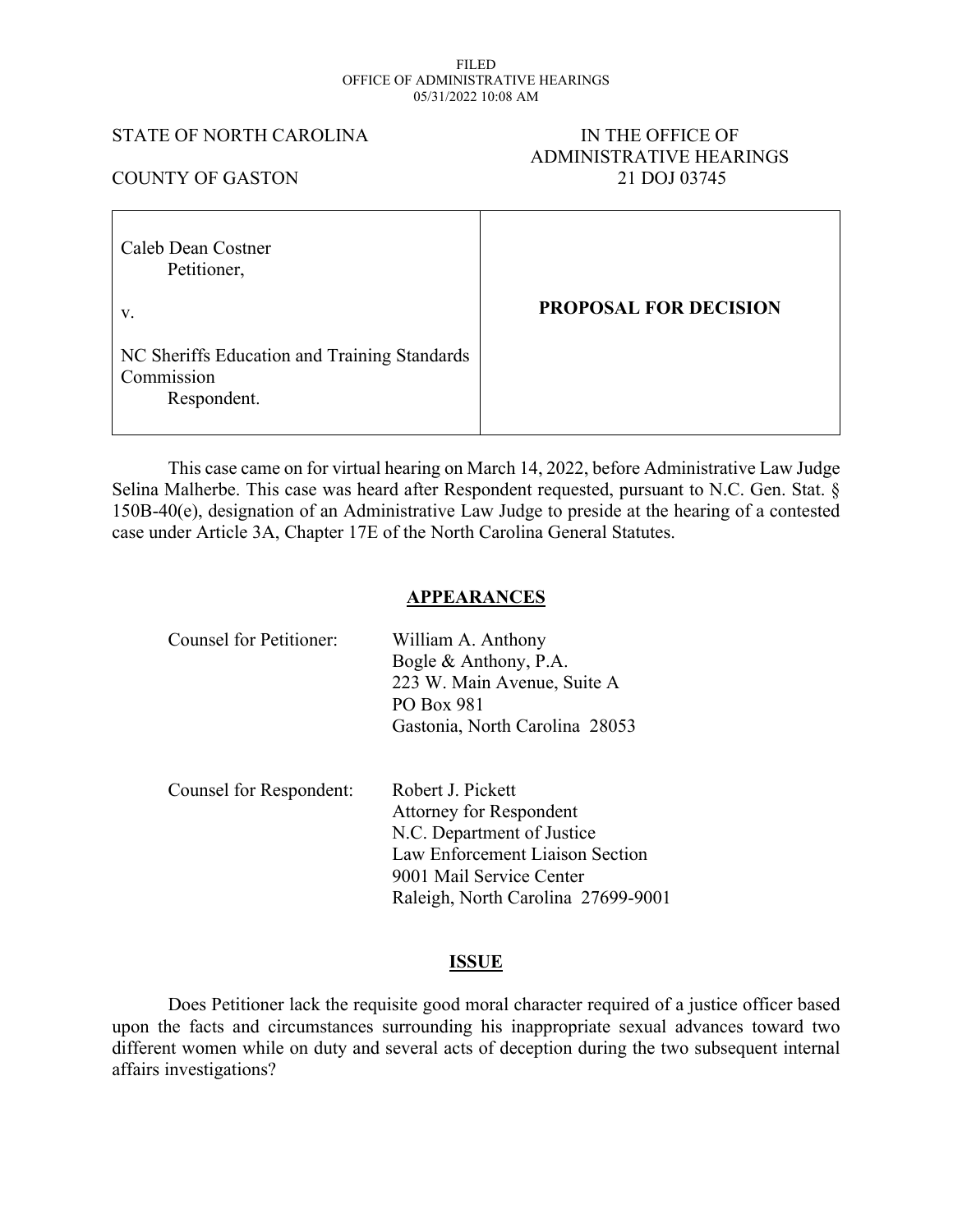FILED
OFFICE OF ADMINISTRATIVE HEARINGS
05/31/2022 10:08 AM

STATE OF NORTH CAROLINA

COUNTY OF GASTON

IN THE OFFICE OF
ADMINISTRATIVE HEARINGS
21 DOJ 03745

| | |
|---|---|
| Caleb Dean Costner<br>Petitioner,<br><br>v.<br><br>NC Sheriffs Education and Training Standards Commission<br>Respondent. | **PROPOSAL FOR DECISION** |

This case came on for virtual hearing on March 14, 2022, before Administrative Law Judge Selina Malherbe. This case was heard after Respondent requested, pursuant to N.C. Gen. Stat. § 150B-40(e), designation of an Administrative Law Judge to preside at the hearing of a contested case under Article 3A, Chapter 17E of the North Carolina General Statutes.

## APPEARANCES

Counsel for Petitioner:
William A. Anthony
Bogle & Anthony, P.A.
223 W. Main Avenue, Suite A
PO Box 981
Gastonia, North Carolina 28053

Counsel for Respondent:
Robert J. Pickett
Attorney for Respondent
N.C. Department of Justice
Law Enforcement Liaison Section
9001 Mail Service Center
Raleigh, North Carolina 27699-9001

## ISSUE

Does Petitioner lack the requisite good moral character required of a justice officer based upon the facts and circumstances surrounding his inappropriate sexual advances toward two different women while on duty and several acts of deception during the two subsequent internal affairs investigations?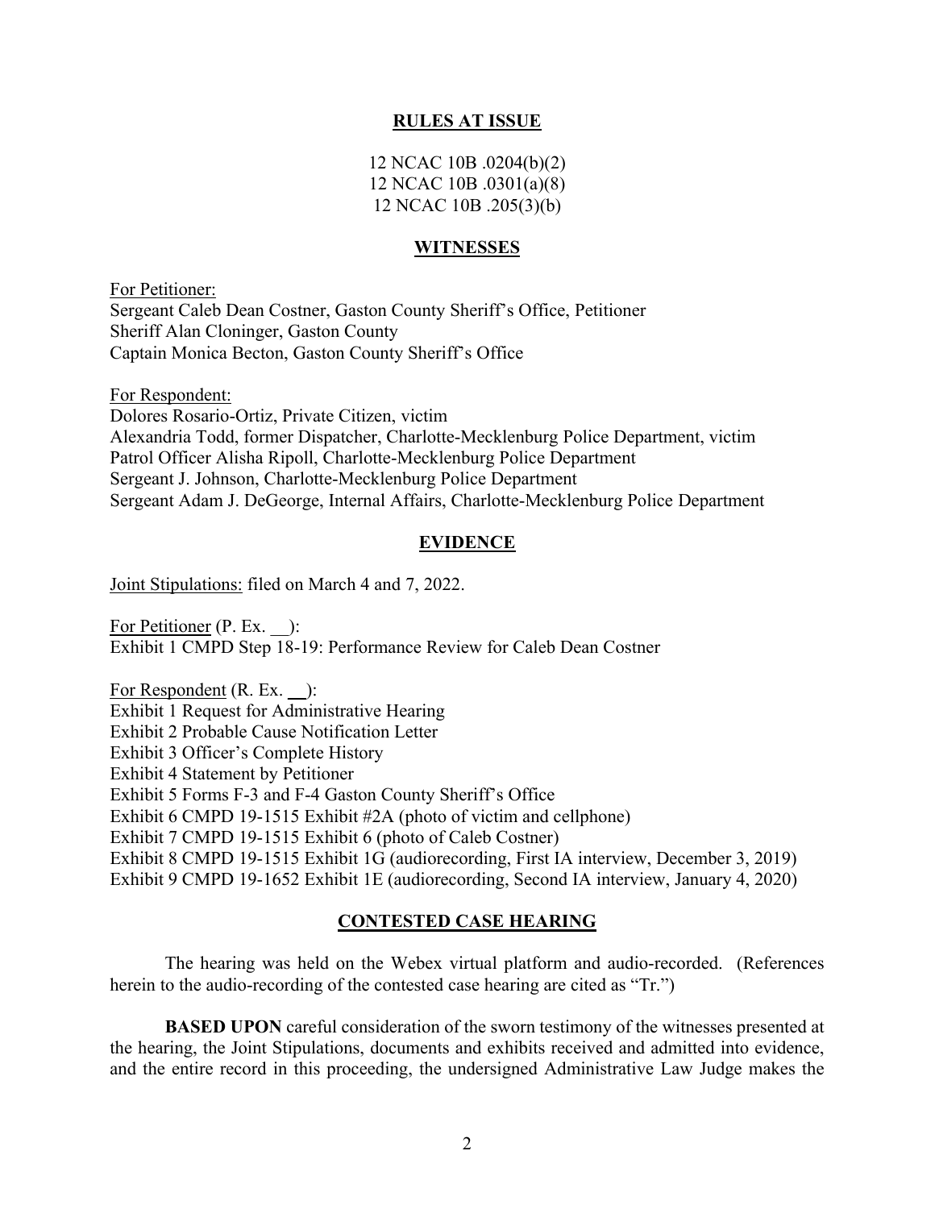## RULES AT ISSUE

12 NCAC 10B .0204(b)(2)
12 NCAC 10B .0301(a)(8)
12 NCAC 10B .205(3)(b)

## WITNESSES

For Petitioner:
Sergeant Caleb Dean Costner, Gaston County Sheriff's Office, Petitioner
Sheriff Alan Cloninger, Gaston County
Captain Monica Becton, Gaston County Sheriff's Office

For Respondent:
Dolores Rosario-Ortiz, Private Citizen, victim
Alexandria Todd, former Dispatcher, Charlotte-Mecklenburg Police Department, victim
Patrol Officer Alisha Ripoll, Charlotte-Mecklenburg Police Department
Sergeant J. Johnson, Charlotte-Mecklenburg Police Department
Sergeant Adam J. DeGeorge, Internal Affairs, Charlotte-Mecklenburg Police Department

## EVIDENCE

Joint Stipulations: filed on March 4 and 7, 2022.

For Petitioner (P. Ex. __):
Exhibit 1 CMPD Step 18-19: Performance Review for Caleb Dean Costner

For Respondent (R. Ex. __):
Exhibit 1 Request for Administrative Hearing
Exhibit 2 Probable Cause Notification Letter
Exhibit 3 Officer's Complete History
Exhibit 4 Statement by Petitioner
Exhibit 5 Forms F-3 and F-4 Gaston County Sheriff's Office
Exhibit 6 CMPD 19-1515 Exhibit #2A (photo of victim and cellphone)
Exhibit 7 CMPD 19-1515 Exhibit 6 (photo of Caleb Costner)
Exhibit 8 CMPD 19-1515 Exhibit 1G (audiorecording, First IA interview, December 3, 2019)
Exhibit 9 CMPD 19-1652 Exhibit 1E (audiorecording, Second IA interview, January 4, 2020)

## CONTESTED CASE HEARING

The hearing was held on the Webex virtual platform and audio-recorded. (References herein to the audio-recording of the contested case hearing are cited as "Tr.")

**BASED UPON** careful consideration of the sworn testimony of the witnesses presented at the hearing, the Joint Stipulations, documents and exhibits received and admitted into evidence, and the entire record in this proceeding, the undersigned Administrative Law Judge makes the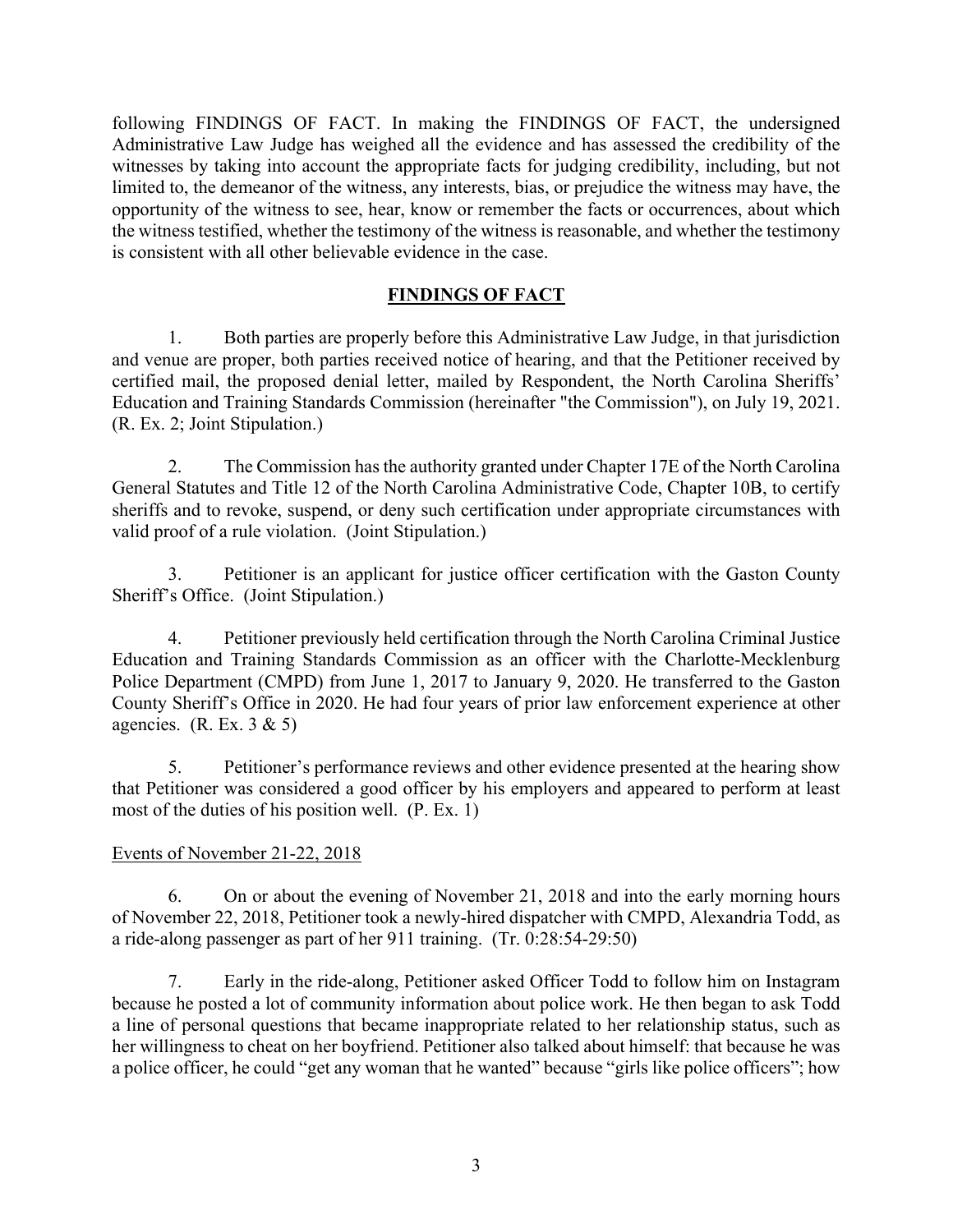following FINDINGS OF FACT. In making the FINDINGS OF FACT, the undersigned Administrative Law Judge has weighed all the evidence and has assessed the credibility of the witnesses by taking into account the appropriate facts for judging credibility, including, but not limited to, the demeanor of the witness, any interests, bias, or prejudice the witness may have, the opportunity of the witness to see, hear, know or remember the facts or occurrences, about which the witness testified, whether the testimony of the witness is reasonable, and whether the testimony is consistent with all other believable evidence in the case.

## FINDINGS OF FACT

1. Both parties are properly before this Administrative Law Judge, in that jurisdiction and venue are proper, both parties received notice of hearing, and that the Petitioner received by certified mail, the proposed denial letter, mailed by Respondent, the North Carolina Sheriffs' Education and Training Standards Commission (hereinafter "the Commission"), on July 19, 2021. (R. Ex. 2; Joint Stipulation.)

2. The Commission has the authority granted under Chapter 17E of the North Carolina General Statutes and Title 12 of the North Carolina Administrative Code, Chapter 10B, to certify sheriffs and to revoke, suspend, or deny such certification under appropriate circumstances with valid proof of a rule violation. (Joint Stipulation.)

3. Petitioner is an applicant for justice officer certification with the Gaston County Sheriff's Office. (Joint Stipulation.)

4. Petitioner previously held certification through the North Carolina Criminal Justice Education and Training Standards Commission as an officer with the Charlotte-Mecklenburg Police Department (CMPD) from June 1, 2017 to January 9, 2020. He transferred to the Gaston County Sheriff's Office in 2020. He had four years of prior law enforcement experience at other agencies. (R. Ex. 3 & 5)

5. Petitioner's performance reviews and other evidence presented at the hearing show that Petitioner was considered a good officer by his employers and appeared to perform at least most of the duties of his position well. (P. Ex. 1)

Events of November 21-22, 2018

6. On or about the evening of November 21, 2018 and into the early morning hours of November 22, 2018, Petitioner took a newly-hired dispatcher with CMPD, Alexandria Todd, as a ride-along passenger as part of her 911 training. (Tr. 0:28:54-29:50)

7. Early in the ride-along, Petitioner asked Officer Todd to follow him on Instagram because he posted a lot of community information about police work. He then began to ask Todd a line of personal questions that became inappropriate related to her relationship status, such as her willingness to cheat on her boyfriend. Petitioner also talked about himself: that because he was a police officer, he could "get any woman that he wanted" because "girls like police officers"; how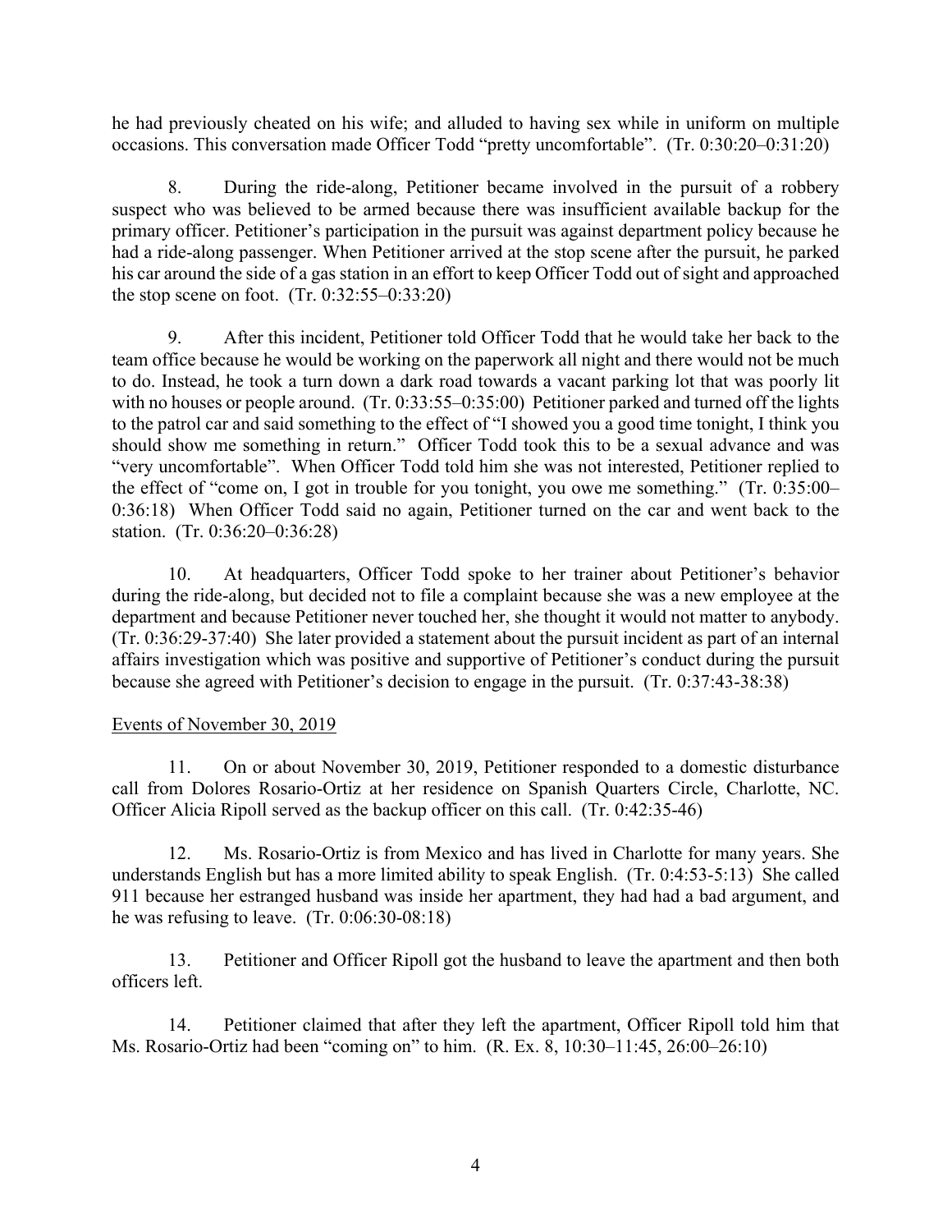he had previously cheated on his wife; and alluded to having sex while in uniform on multiple occasions. This conversation made Officer Todd "pretty uncomfortable". (Tr. 0:30:20–0:31:20)

8. During the ride-along, Petitioner became involved in the pursuit of a robbery suspect who was believed to be armed because there was insufficient available backup for the primary officer. Petitioner's participation in the pursuit was against department policy because he had a ride-along passenger. When Petitioner arrived at the stop scene after the pursuit, he parked his car around the side of a gas station in an effort to keep Officer Todd out of sight and approached the stop scene on foot. (Tr. 0:32:55–0:33:20)

9. After this incident, Petitioner told Officer Todd that he would take her back to the team office because he would be working on the paperwork all night and there would not be much to do. Instead, he took a turn down a dark road towards a vacant parking lot that was poorly lit with no houses or people around. (Tr. 0:33:55–0:35:00) Petitioner parked and turned off the lights to the patrol car and said something to the effect of "I showed you a good time tonight, I think you should show me something in return." Officer Todd took this to be a sexual advance and was "very uncomfortable". When Officer Todd told him she was not interested, Petitioner replied to the effect of "come on, I got in trouble for you tonight, you owe me something." (Tr. 0:35:00–0:36:18) When Officer Todd said no again, Petitioner turned on the car and went back to the station. (Tr. 0:36:20–0:36:28)

10. At headquarters, Officer Todd spoke to her trainer about Petitioner's behavior during the ride-along, but decided not to file a complaint because she was a new employee at the department and because Petitioner never touched her, she thought it would not matter to anybody. (Tr. 0:36:29-37:40) She later provided a statement about the pursuit incident as part of an internal affairs investigation which was positive and supportive of Petitioner's conduct during the pursuit because she agreed with Petitioner's decision to engage in the pursuit. (Tr. 0:37:43-38:38)

Events of November 30, 2019

11. On or about November 30, 2019, Petitioner responded to a domestic disturbance call from Dolores Rosario-Ortiz at her residence on Spanish Quarters Circle, Charlotte, NC. Officer Alicia Ripoll served as the backup officer on this call. (Tr. 0:42:35-46)

12. Ms. Rosario-Ortiz is from Mexico and has lived in Charlotte for many years. She understands English but has a more limited ability to speak English. (Tr. 0:4:53-5:13) She called 911 because her estranged husband was inside her apartment, they had had a bad argument, and he was refusing to leave. (Tr. 0:06:30-08:18)

13. Petitioner and Officer Ripoll got the husband to leave the apartment and then both officers left.

14. Petitioner claimed that after they left the apartment, Officer Ripoll told him that Ms. Rosario-Ortiz had been "coming on" to him. (R. Ex. 8, 10:30–11:45, 26:00–26:10)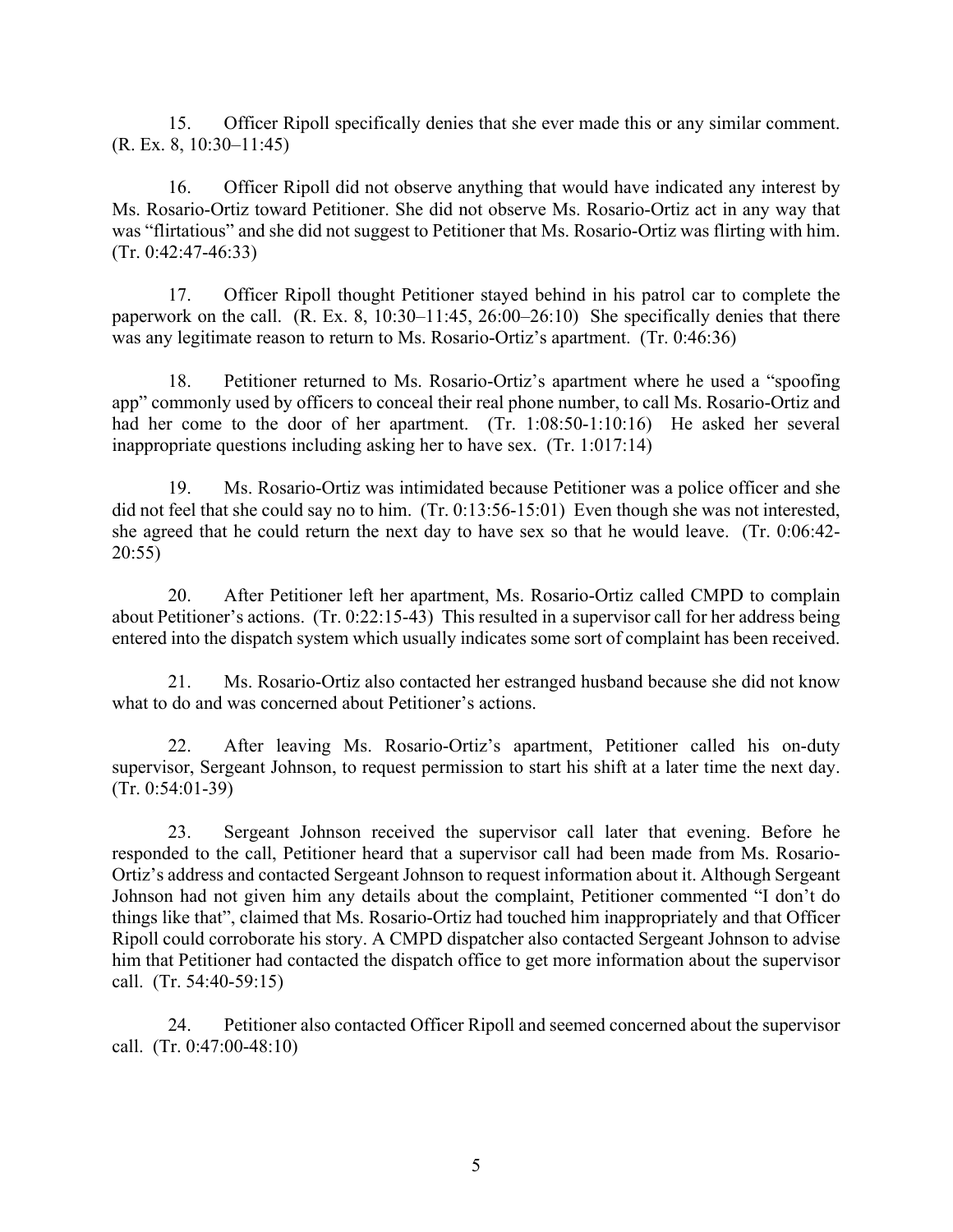15. Officer Ripoll specifically denies that she ever made this or any similar comment. (R. Ex. 8, 10:30–11:45)

16. Officer Ripoll did not observe anything that would have indicated any interest by Ms. Rosario-Ortiz toward Petitioner. She did not observe Ms. Rosario-Ortiz act in any way that was "flirtatious" and she did not suggest to Petitioner that Ms. Rosario-Ortiz was flirting with him. (Tr. 0:42:47-46:33)

17. Officer Ripoll thought Petitioner stayed behind in his patrol car to complete the paperwork on the call. (R. Ex. 8, 10:30–11:45, 26:00–26:10) She specifically denies that there was any legitimate reason to return to Ms. Rosario-Ortiz's apartment. (Tr. 0:46:36)

18. Petitioner returned to Ms. Rosario-Ortiz's apartment where he used a "spoofing app" commonly used by officers to conceal their real phone number, to call Ms. Rosario-Ortiz and had her come to the door of her apartment. (Tr. 1:08:50-1:10:16) He asked her several inappropriate questions including asking her to have sex. (Tr. 1:017:14)

19. Ms. Rosario-Ortiz was intimidated because Petitioner was a police officer and she did not feel that she could say no to him. (Tr. 0:13:56-15:01) Even though she was not interested, she agreed that he could return the next day to have sex so that he would leave. (Tr. 0:06:42-20:55)

20. After Petitioner left her apartment, Ms. Rosario-Ortiz called CMPD to complain about Petitioner's actions. (Tr. 0:22:15-43) This resulted in a supervisor call for her address being entered into the dispatch system which usually indicates some sort of complaint has been received.

21. Ms. Rosario-Ortiz also contacted her estranged husband because she did not know what to do and was concerned about Petitioner's actions.

22. After leaving Ms. Rosario-Ortiz's apartment, Petitioner called his on-duty supervisor, Sergeant Johnson, to request permission to start his shift at a later time the next day. (Tr. 0:54:01-39)

23. Sergeant Johnson received the supervisor call later that evening. Before he responded to the call, Petitioner heard that a supervisor call had been made from Ms. Rosario-Ortiz's address and contacted Sergeant Johnson to request information about it. Although Sergeant Johnson had not given him any details about the complaint, Petitioner commented "I don't do things like that", claimed that Ms. Rosario-Ortiz had touched him inappropriately and that Officer Ripoll could corroborate his story. A CMPD dispatcher also contacted Sergeant Johnson to advise him that Petitioner had contacted the dispatch office to get more information about the supervisor call. (Tr. 54:40-59:15)

24. Petitioner also contacted Officer Ripoll and seemed concerned about the supervisor call. (Tr. 0:47:00-48:10)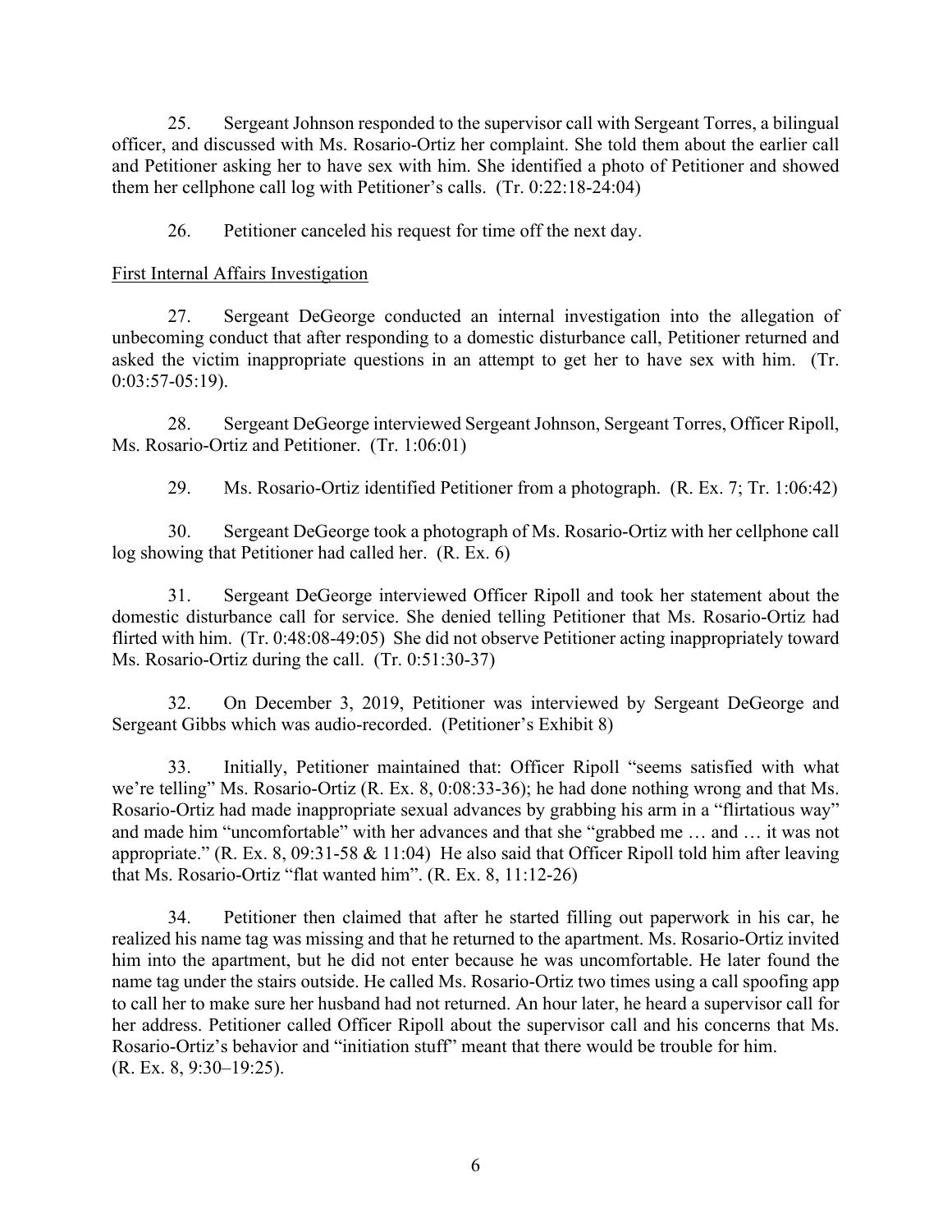25. Sergeant Johnson responded to the supervisor call with Sergeant Torres, a bilingual officer, and discussed with Ms. Rosario-Ortiz her complaint. She told them about the earlier call and Petitioner asking her to have sex with him. She identified a photo of Petitioner and showed them her cellphone call log with Petitioner's calls. (Tr. 0:22:18-24:04)

26. Petitioner canceled his request for time off the next day.

First Internal Affairs Investigation

27. Sergeant DeGeorge conducted an internal investigation into the allegation of unbecoming conduct that after responding to a domestic disturbance call, Petitioner returned and asked the victim inappropriate questions in an attempt to get her to have sex with him. (Tr. 0:03:57-05:19).

28. Sergeant DeGeorge interviewed Sergeant Johnson, Sergeant Torres, Officer Ripoll, Ms. Rosario-Ortiz and Petitioner. (Tr. 1:06:01)

29. Ms. Rosario-Ortiz identified Petitioner from a photograph. (R. Ex. 7; Tr. 1:06:42)

30. Sergeant DeGeorge took a photograph of Ms. Rosario-Ortiz with her cellphone call log showing that Petitioner had called her. (R. Ex. 6)

31. Sergeant DeGeorge interviewed Officer Ripoll and took her statement about the domestic disturbance call for service. She denied telling Petitioner that Ms. Rosario-Ortiz had flirted with him. (Tr. 0:48:08-49:05) She did not observe Petitioner acting inappropriately toward Ms. Rosario-Ortiz during the call. (Tr. 0:51:30-37)

32. On December 3, 2019, Petitioner was interviewed by Sergeant DeGeorge and Sergeant Gibbs which was audio-recorded. (Petitioner's Exhibit 8)

33. Initially, Petitioner maintained that: Officer Ripoll "seems satisfied with what we're telling" Ms. Rosario-Ortiz (R. Ex. 8, 0:08:33-36); he had done nothing wrong and that Ms. Rosario-Ortiz had made inappropriate sexual advances by grabbing his arm in a "flirtatious way" and made him "uncomfortable" with her advances and that she "grabbed me … and … it was not appropriate." (R. Ex. 8, 09:31-58 & 11:04) He also said that Officer Ripoll told him after leaving that Ms. Rosario-Ortiz "flat wanted him". (R. Ex. 8, 11:12-26)

34. Petitioner then claimed that after he started filling out paperwork in his car, he realized his name tag was missing and that he returned to the apartment. Ms. Rosario-Ortiz invited him into the apartment, but he did not enter because he was uncomfortable. He later found the name tag under the stairs outside. He called Ms. Rosario-Ortiz two times using a call spoofing app to call her to make sure her husband had not returned. An hour later, he heard a supervisor call for her address. Petitioner called Officer Ripoll about the supervisor call and his concerns that Ms. Rosario-Ortiz's behavior and "initiation stuff" meant that there would be trouble for him. (R. Ex. 8, 9:30–19:25).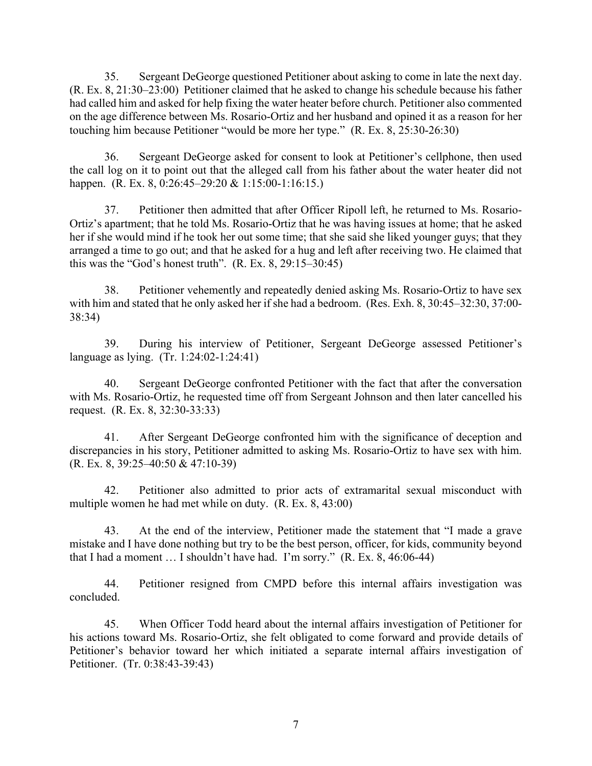35. Sergeant DeGeorge questioned Petitioner about asking to come in late the next day. (R. Ex. 8, 21:30–23:00) Petitioner claimed that he asked to change his schedule because his father had called him and asked for help fixing the water heater before church. Petitioner also commented on the age difference between Ms. Rosario-Ortiz and her husband and opined it as a reason for her touching him because Petitioner "would be more her type." (R. Ex. 8, 25:30-26:30)

36. Sergeant DeGeorge asked for consent to look at Petitioner's cellphone, then used the call log on it to point out that the alleged call from his father about the water heater did not happen. (R. Ex. 8, 0:26:45–29:20 & 1:15:00-1:16:15.)

37. Petitioner then admitted that after Officer Ripoll left, he returned to Ms. Rosario-Ortiz's apartment; that he told Ms. Rosario-Ortiz that he was having issues at home; that he asked her if she would mind if he took her out some time; that she said she liked younger guys; that they arranged a time to go out; and that he asked for a hug and left after receiving two. He claimed that this was the "God's honest truth". (R. Ex. 8, 29:15–30:45)

38. Petitioner vehemently and repeatedly denied asking Ms. Rosario-Ortiz to have sex with him and stated that he only asked her if she had a bedroom. (Res. Exh. 8, 30:45–32:30, 37:00-38:34)

39. During his interview of Petitioner, Sergeant DeGeorge assessed Petitioner's language as lying. (Tr. 1:24:02-1:24:41)

40. Sergeant DeGeorge confronted Petitioner with the fact that after the conversation with Ms. Rosario-Ortiz, he requested time off from Sergeant Johnson and then later cancelled his request. (R. Ex. 8, 32:30-33:33)

41. After Sergeant DeGeorge confronted him with the significance of deception and discrepancies in his story, Petitioner admitted to asking Ms. Rosario-Ortiz to have sex with him. (R. Ex. 8, 39:25–40:50 & 47:10-39)

42. Petitioner also admitted to prior acts of extramarital sexual misconduct with multiple women he had met while on duty. (R. Ex. 8, 43:00)

43. At the end of the interview, Petitioner made the statement that "I made a grave mistake and I have done nothing but try to be the best person, officer, for kids, community beyond that I had a moment … I shouldn't have had. I'm sorry." (R. Ex. 8, 46:06-44)

44. Petitioner resigned from CMPD before this internal affairs investigation was concluded.

45. When Officer Todd heard about the internal affairs investigation of Petitioner for his actions toward Ms. Rosario-Ortiz, she felt obligated to come forward and provide details of Petitioner's behavior toward her which initiated a separate internal affairs investigation of Petitioner. (Tr. 0:38:43-39:43)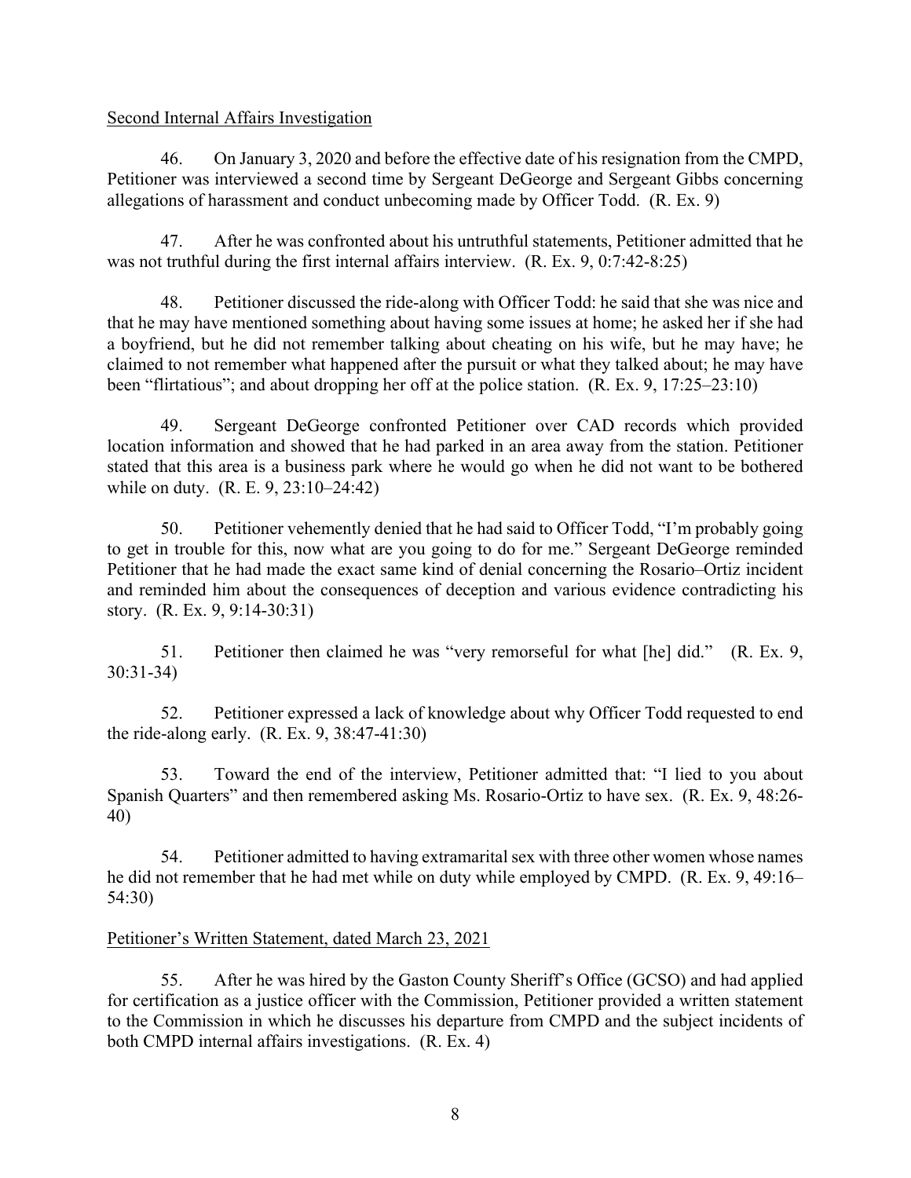Second Internal Affairs Investigation

46. On January 3, 2020 and before the effective date of his resignation from the CMPD, Petitioner was interviewed a second time by Sergeant DeGeorge and Sergeant Gibbs concerning allegations of harassment and conduct unbecoming made by Officer Todd. (R. Ex. 9)

47. After he was confronted about his untruthful statements, Petitioner admitted that he was not truthful during the first internal affairs interview. (R. Ex. 9, 0:7:42-8:25)

48. Petitioner discussed the ride-along with Officer Todd: he said that she was nice and that he may have mentioned something about having some issues at home; he asked her if she had a boyfriend, but he did not remember talking about cheating on his wife, but he may have; he claimed to not remember what happened after the pursuit or what they talked about; he may have been "flirtatious"; and about dropping her off at the police station. (R. Ex. 9, 17:25–23:10)

49. Sergeant DeGeorge confronted Petitioner over CAD records which provided location information and showed that he had parked in an area away from the station. Petitioner stated that this area is a business park where he would go when he did not want to be bothered while on duty. (R. E. 9, 23:10–24:42)

50. Petitioner vehemently denied that he had said to Officer Todd, "I'm probably going to get in trouble for this, now what are you going to do for me." Sergeant DeGeorge reminded Petitioner that he had made the exact same kind of denial concerning the Rosario–Ortiz incident and reminded him about the consequences of deception and various evidence contradicting his story. (R. Ex. 9, 9:14-30:31)

51. Petitioner then claimed he was "very remorseful for what [he] did." (R. Ex. 9, 30:31-34)

52. Petitioner expressed a lack of knowledge about why Officer Todd requested to end the ride-along early. (R. Ex. 9, 38:47-41:30)

53. Toward the end of the interview, Petitioner admitted that: "I lied to you about Spanish Quarters" and then remembered asking Ms. Rosario-Ortiz to have sex. (R. Ex. 9, 48:26-40)

54. Petitioner admitted to having extramarital sex with three other women whose names he did not remember that he had met while on duty while employed by CMPD. (R. Ex. 9, 49:16–54:30)

Petitioner's Written Statement, dated March 23, 2021

55. After he was hired by the Gaston County Sheriff's Office (GCSO) and had applied for certification as a justice officer with the Commission, Petitioner provided a written statement to the Commission in which he discusses his departure from CMPD and the subject incidents of both CMPD internal affairs investigations. (R. Ex. 4)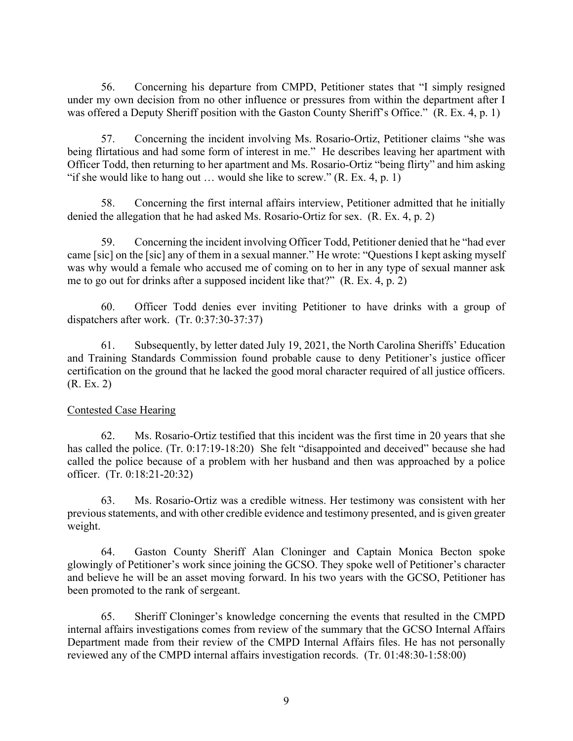56. Concerning his departure from CMPD, Petitioner states that "I simply resigned under my own decision from no other influence or pressures from within the department after I was offered a Deputy Sheriff position with the Gaston County Sheriff's Office." (R. Ex. 4, p. 1)

57. Concerning the incident involving Ms. Rosario-Ortiz, Petitioner claims "she was being flirtatious and had some form of interest in me." He describes leaving her apartment with Officer Todd, then returning to her apartment and Ms. Rosario-Ortiz "being flirty" and him asking "if she would like to hang out … would she like to screw." (R. Ex. 4, p. 1)

58. Concerning the first internal affairs interview, Petitioner admitted that he initially denied the allegation that he had asked Ms. Rosario-Ortiz for sex. (R. Ex. 4, p. 2)

59. Concerning the incident involving Officer Todd, Petitioner denied that he "had ever came [sic] on the [sic] any of them in a sexual manner." He wrote: "Questions I kept asking myself was why would a female who accused me of coming on to her in any type of sexual manner ask me to go out for drinks after a supposed incident like that?" (R. Ex. 4, p. 2)

60. Officer Todd denies ever inviting Petitioner to have drinks with a group of dispatchers after work. (Tr. 0:37:30-37:37)

61. Subsequently, by letter dated July 19, 2021, the North Carolina Sheriffs' Education and Training Standards Commission found probable cause to deny Petitioner's justice officer certification on the ground that he lacked the good moral character required of all justice officers. (R. Ex. 2)

<u>Contested Case Hearing</u>

62. Ms. Rosario-Ortiz testified that this incident was the first time in 20 years that she has called the police. (Tr. 0:17:19-18:20) She felt "disappointed and deceived" because she had called the police because of a problem with her husband and then was approached by a police officer. (Tr. 0:18:21-20:32)

63. Ms. Rosario-Ortiz was a credible witness. Her testimony was consistent with her previous statements, and with other credible evidence and testimony presented, and is given greater weight.

64. Gaston County Sheriff Alan Cloninger and Captain Monica Becton spoke glowingly of Petitioner's work since joining the GCSO. They spoke well of Petitioner's character and believe he will be an asset moving forward. In his two years with the GCSO, Petitioner has been promoted to the rank of sergeant.

65. Sheriff Cloninger's knowledge concerning the events that resulted in the CMPD internal affairs investigations comes from review of the summary that the GCSO Internal Affairs Department made from their review of the CMPD Internal Affairs files. He has not personally reviewed any of the CMPD internal affairs investigation records. (Tr. 01:48:30-1:58:00)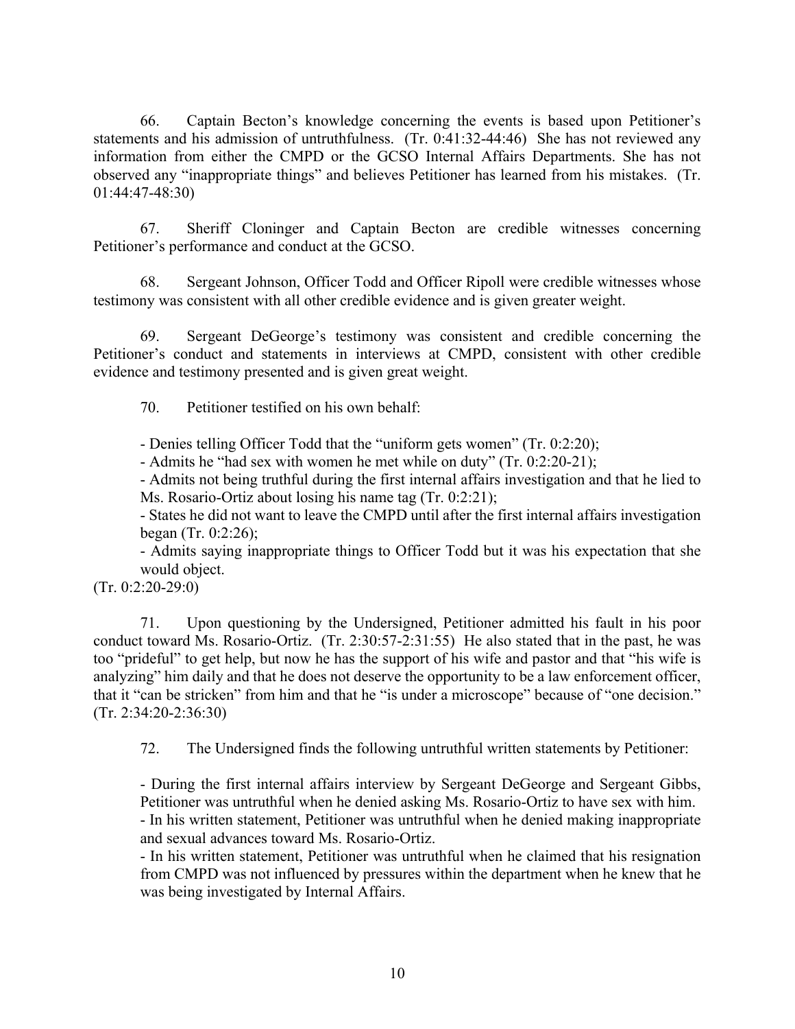66. Captain Becton's knowledge concerning the events is based upon Petitioner's statements and his admission of untruthfulness. (Tr. 0:41:32-44:46) She has not reviewed any information from either the CMPD or the GCSO Internal Affairs Departments. She has not observed any "inappropriate things" and believes Petitioner has learned from his mistakes. (Tr. 01:44:47-48:30)

67. Sheriff Cloninger and Captain Becton are credible witnesses concerning Petitioner's performance and conduct at the GCSO.

68. Sergeant Johnson, Officer Todd and Officer Ripoll were credible witnesses whose testimony was consistent with all other credible evidence and is given greater weight.

69. Sergeant DeGeorge's testimony was consistent and credible concerning the Petitioner's conduct and statements in interviews at CMPD, consistent with other credible evidence and testimony presented and is given great weight.

70. Petitioner testified on his own behalf:

- Denies telling Officer Todd that the "uniform gets women" (Tr. 0:2:20);
- Admits he "had sex with women he met while on duty" (Tr. 0:2:20-21);
- Admits not being truthful during the first internal affairs investigation and that he lied to Ms. Rosario-Ortiz about losing his name tag (Tr. 0:2:21);
- States he did not want to leave the CMPD until after the first internal affairs investigation began (Tr. 0:2:26);
- Admits saying inappropriate things to Officer Todd but it was his expectation that she would object.

(Tr. 0:2:20-29:0)

71. Upon questioning by the Undersigned, Petitioner admitted his fault in his poor conduct toward Ms. Rosario-Ortiz. (Tr. 2:30:57-2:31:55) He also stated that in the past, he was too "prideful" to get help, but now he has the support of his wife and pastor and that "his wife is analyzing" him daily and that he does not deserve the opportunity to be a law enforcement officer, that it "can be stricken" from him and that he "is under a microscope" because of "one decision." (Tr. 2:34:20-2:36:30)

72. The Undersigned finds the following untruthful written statements by Petitioner:

- During the first internal affairs interview by Sergeant DeGeorge and Sergeant Gibbs, Petitioner was untruthful when he denied asking Ms. Rosario-Ortiz to have sex with him.
- In his written statement, Petitioner was untruthful when he denied making inappropriate and sexual advances toward Ms. Rosario-Ortiz.
- In his written statement, Petitioner was untruthful when he claimed that his resignation from CMPD was not influenced by pressures within the department when he knew that he was being investigated by Internal Affairs.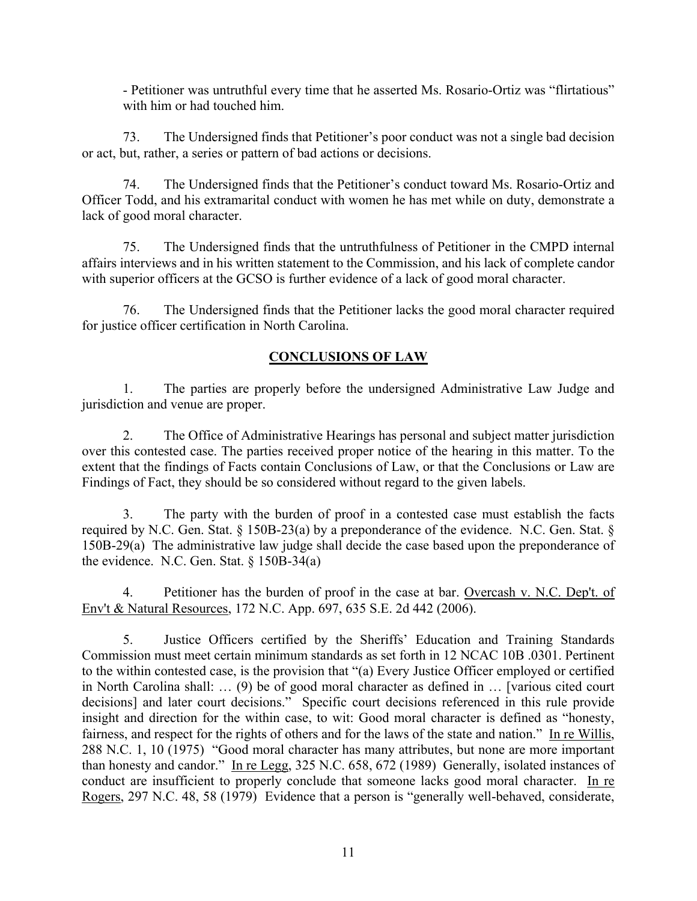- Petitioner was untruthful every time that he asserted Ms. Rosario-Ortiz was "flirtatious" with him or had touched him.

73. The Undersigned finds that Petitioner's poor conduct was not a single bad decision or act, but, rather, a series or pattern of bad actions or decisions.

74. The Undersigned finds that the Petitioner's conduct toward Ms. Rosario-Ortiz and Officer Todd, and his extramarital conduct with women he has met while on duty, demonstrate a lack of good moral character.

75. The Undersigned finds that the untruthfulness of Petitioner in the CMPD internal affairs interviews and in his written statement to the Commission, and his lack of complete candor with superior officers at the GCSO is further evidence of a lack of good moral character.

76. The Undersigned finds that the Petitioner lacks the good moral character required for justice officer certification in North Carolina.

## CONCLUSIONS OF LAW

1. The parties are properly before the undersigned Administrative Law Judge and jurisdiction and venue are proper.

2. The Office of Administrative Hearings has personal and subject matter jurisdiction over this contested case. The parties received proper notice of the hearing in this matter. To the extent that the findings of Facts contain Conclusions of Law, or that the Conclusions or Law are Findings of Fact, they should be so considered without regard to the given labels.

3. The party with the burden of proof in a contested case must establish the facts required by N.C. Gen. Stat. § 150B-23(a) by a preponderance of the evidence. N.C. Gen. Stat. § 150B-29(a) The administrative law judge shall decide the case based upon the preponderance of the evidence. N.C. Gen. Stat. § 150B-34(a)

4. Petitioner has the burden of proof in the case at bar. Overcash v. N.C. Dep't. of Env't & Natural Resources, 172 N.C. App. 697, 635 S.E. 2d 442 (2006).

5. Justice Officers certified by the Sheriffs' Education and Training Standards Commission must meet certain minimum standards as set forth in 12 NCAC 10B .0301. Pertinent to the within contested case, is the provision that "(a) Every Justice Officer employed or certified in North Carolina shall: … (9) be of good moral character as defined in … [various cited court decisions] and later court decisions." Specific court decisions referenced in this rule provide insight and direction for the within case, to wit: Good moral character is defined as "honesty, fairness, and respect for the rights of others and for the laws of the state and nation." In re Willis, 288 N.C. 1, 10 (1975) "Good moral character has many attributes, but none are more important than honesty and candor." In re Legg, 325 N.C. 658, 672 (1989) Generally, isolated instances of conduct are insufficient to properly conclude that someone lacks good moral character. In re Rogers, 297 N.C. 48, 58 (1979) Evidence that a person is "generally well-behaved, considerate,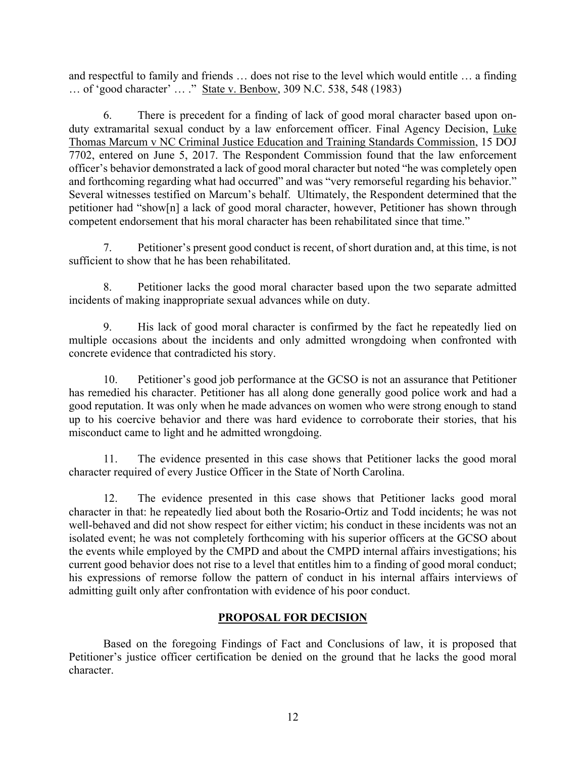and respectful to family and friends … does not rise to the level which would entitle … a finding … of 'good character' … ." State v. Benbow, 309 N.C. 538, 548 (1983)

6. There is precedent for a finding of lack of good moral character based upon on-duty extramarital sexual conduct by a law enforcement officer. Final Agency Decision, Luke Thomas Marcum v NC Criminal Justice Education and Training Standards Commission, 15 DOJ 7702, entered on June 5, 2017. The Respondent Commission found that the law enforcement officer's behavior demonstrated a lack of good moral character but noted "he was completely open and forthcoming regarding what had occurred" and was "very remorseful regarding his behavior." Several witnesses testified on Marcum's behalf. Ultimately, the Respondent determined that the petitioner had "show[n] a lack of good moral character, however, Petitioner has shown through competent endorsement that his moral character has been rehabilitated since that time."

7. Petitioner's present good conduct is recent, of short duration and, at this time, is not sufficient to show that he has been rehabilitated.

8. Petitioner lacks the good moral character based upon the two separate admitted incidents of making inappropriate sexual advances while on duty.

9. His lack of good moral character is confirmed by the fact he repeatedly lied on multiple occasions about the incidents and only admitted wrongdoing when confronted with concrete evidence that contradicted his story.

10. Petitioner's good job performance at the GCSO is not an assurance that Petitioner has remedied his character. Petitioner has all along done generally good police work and had a good reputation. It was only when he made advances on women who were strong enough to stand up to his coercive behavior and there was hard evidence to corroborate their stories, that his misconduct came to light and he admitted wrongdoing.

11. The evidence presented in this case shows that Petitioner lacks the good moral character required of every Justice Officer in the State of North Carolina.

12. The evidence presented in this case shows that Petitioner lacks good moral character in that: he repeatedly lied about both the Rosario-Ortiz and Todd incidents; he was not well-behaved and did not show respect for either victim; his conduct in these incidents was not an isolated event; he was not completely forthcoming with his superior officers at the GCSO about the events while employed by the CMPD and about the CMPD internal affairs investigations; his current good behavior does not rise to a level that entitles him to a finding of good moral conduct; his expressions of remorse follow the pattern of conduct in his internal affairs interviews of admitting guilt only after confrontation with evidence of his poor conduct.

## PROPOSAL FOR DECISION

Based on the foregoing Findings of Fact and Conclusions of law, it is proposed that Petitioner's justice officer certification be denied on the ground that he lacks the good moral character.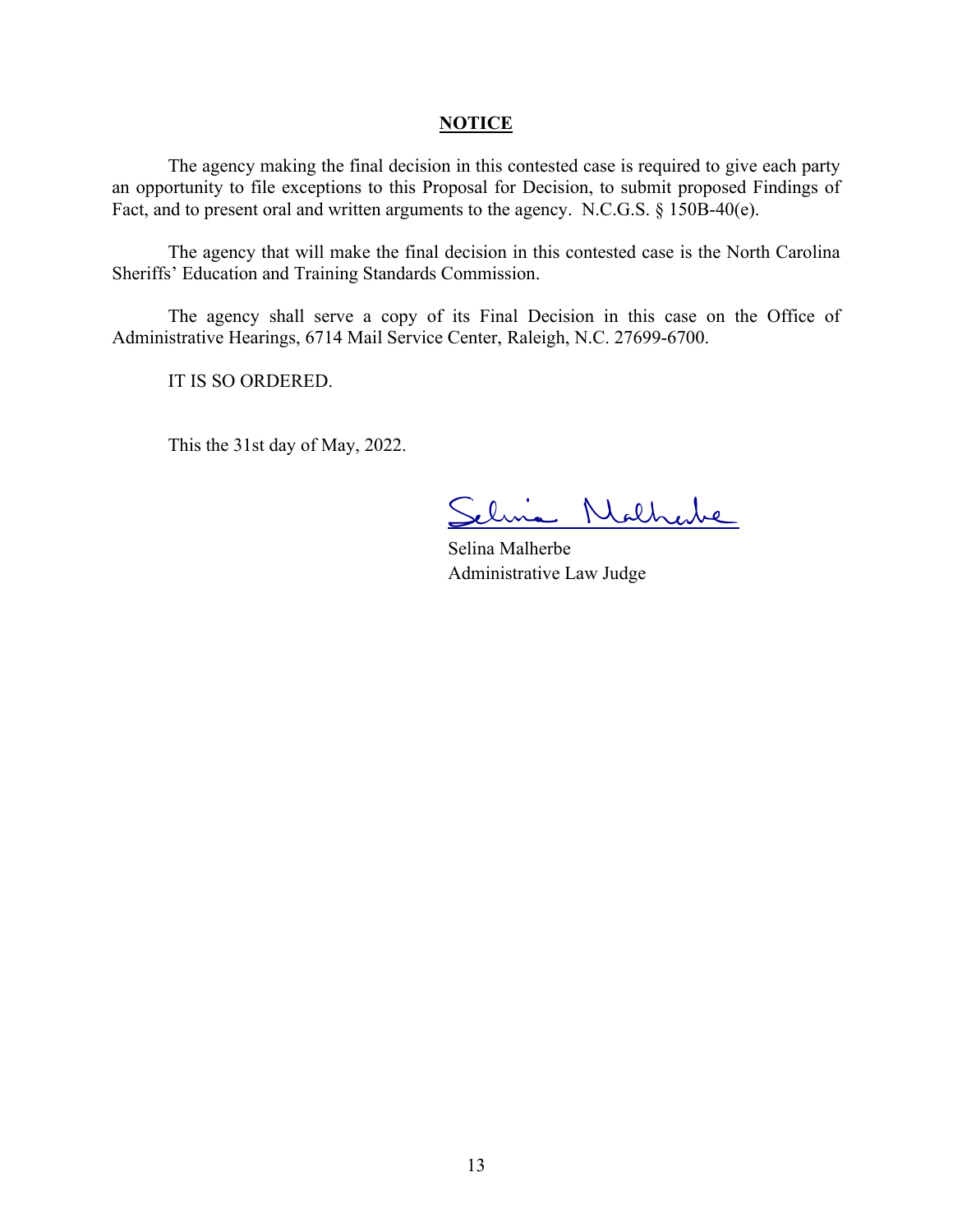## NOTICE

The agency making the final decision in this contested case is required to give each party an opportunity to file exceptions to this Proposal for Decision, to submit proposed Findings of Fact, and to present oral and written arguments to the agency. N.C.G.S. § 150B-40(e).

The agency that will make the final decision in this contested case is the North Carolina Sheriffs' Education and Training Standards Commission.

The agency shall serve a copy of its Final Decision in this case on the Office of Administrative Hearings, 6714 Mail Service Center, Raleigh, N.C. 27699-6700.

IT IS SO ORDERED.

This the 31st day of May, 2022.

Selina Malherbe
Administrative Law Judge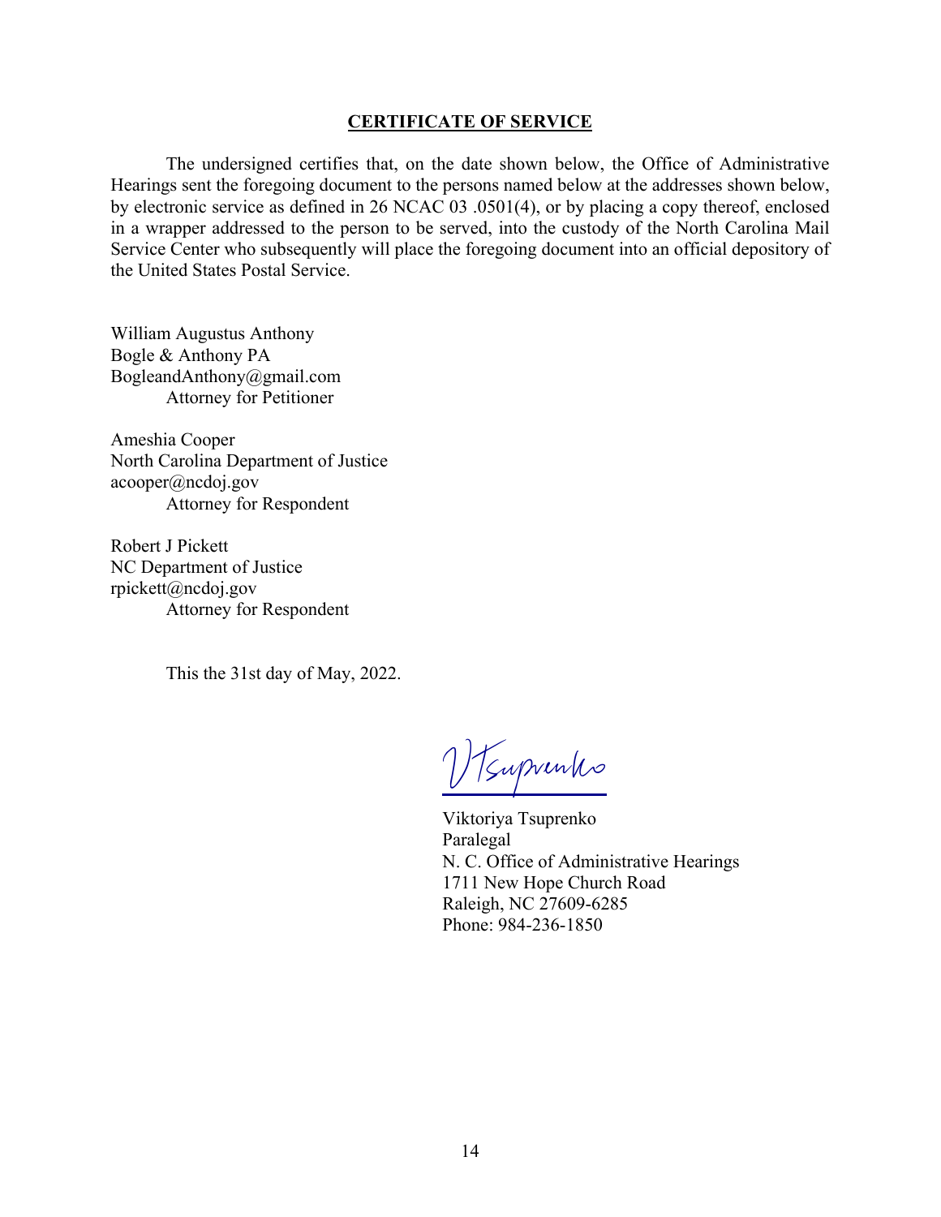**CERTIFICATE OF SERVICE**

The undersigned certifies that, on the date shown below, the Office of Administrative Hearings sent the foregoing document to the persons named below at the addresses shown below, by electronic service as defined in 26 NCAC 03 .0501(4), or by placing a copy thereof, enclosed in a wrapper addressed to the person to be served, into the custody of the North Carolina Mail Service Center who subsequently will place the foregoing document into an official depository of the United States Postal Service.

William Augustus Anthony
Bogle & Anthony PA
BogleandAnthony@gmail.com
Attorney for Petitioner

Ameshia Cooper
North Carolina Department of Justice
acooper@ncdoj.gov
Attorney for Respondent

Robert J Pickett
NC Department of Justice
rpickett@ncdoj.gov
Attorney for Respondent

This the 31st day of May, 2022.

Viktoriya Tsuprenko
Paralegal
N. C. Office of Administrative Hearings
1711 New Hope Church Road
Raleigh, NC 27609-6285
Phone: 984-236-1850